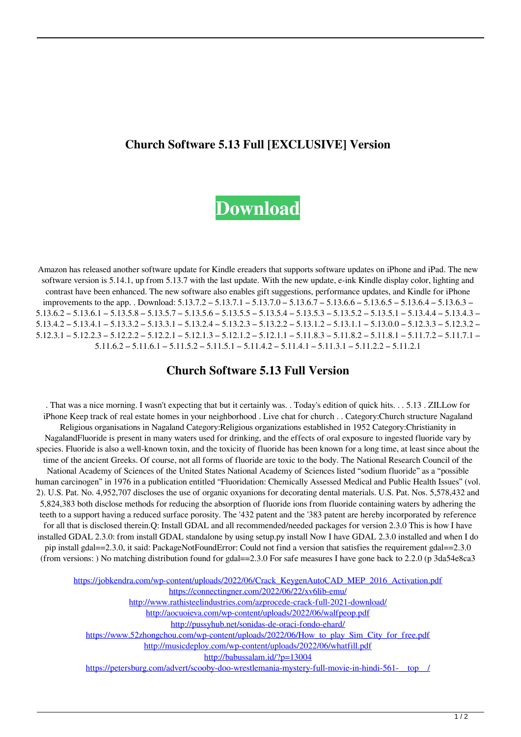## Church Software 5.13 Full [EXCLUSIVE] Version

# Download

Amazon has released another software update for Kindle ereaders that supports software updates on iPhone and iPad. The new software version is 5.14.1, up from 5.13.7 with the last update. With the new update, e-ink Kindle display color, lighting and contrast have been enhanced. The new software also enables gift suggestions, performance updates, and Kindle for iPhone improvements to the app. . Download: 5.13.7.2 – 5.13.7.1 – 5.13.7.0 – 5.13.6.7 – 5.13.6.6 – 5.13.6.5 – 5.13.6.4 – 5.13.6.3 – 5.13.6.2 – 5.13.6.1 – 5.13.5.8 – 5.13.5.7 – 5.13.5.6 – 5.13.5.5 – 5.13.5.4 – 5.13.5.3 – 5.13.5.2 – 5.13.5.1 – 5.13.4.4 – 5.13.4.3 – 5.13.4.2 – 5.13.4.1 – 5.13.3.2 – 5.13.3.1 – 5.13.2.4 – 5.13.2.3 – 5.13.2.2 – 5.13.1.2 – 5.13.1.1 – 5.13.0.0 – 5.12.3.3 – 5.12.3.2 – 5.12.3.1 – 5.12.2.3 – 5.12.2.2 – 5.12.2.1 – 5.12.1.3 – 5.12.1.2 – 5.12.1.1 – 5.11.8.3 – 5.11.8.2 – 5.11.8.1 – 5.11.7.2 – 5.11.7.1 – 5.11.6.2 – 5.11.6.1 – 5.11.5.2 – 5.11.5.1 – 5.11.4.2 – 5.11.4.1 – 5.11.3.1 – 5.11.2.2 – 5.11.2.1

## Church Software 5.13 Full Version

. That was a nice morning. I wasn't expecting that but it certainly was. . Today's edition of quick hits. . . 5.13 . ZILLow for iPhone Keep track of real estate homes in your neighborhood . Live chat for church . . Category:Church structure Nagaland Religious organisations in Nagaland Category:Religious organizations established in 1952 Category:Christianity in NagalandFluoride is present in many waters used for drinking, and the effects of oral exposure to ingested fluoride vary by species. Fluoride is also a well-known toxin, and the toxicity of fluoride has been known for a long time, at least since about the time of the ancient Greeks. Of course, not all forms of fluoride are toxic to the body. The National Research Council of the National Academy of Sciences of the United States National Academy of Sciences listed "sodium fluoride" as a "possible human carcinogen" in 1976 in a publication entitled "Fluoridation: Chemically Assessed Medical and Public Health Issues" (vol. 2). U.S. Pat. No. 4,952,707 discloses the use of organic oxyanions for decorating dental materials. U.S. Pat. Nos. 5,578,432 and 5,824,383 both disclose methods for reducing the absorption of fluoride ions from fluoride containing waters by adhering the teeth to a support having a reduced surface porosity. The '432 patent and the '383 patent are hereby incorporated by reference for all that is disclosed therein.Q: Install GDAL and all recommended/needed packages for version 2.3.0 This is how I have installed GDAL 2.3.0: from install GDAL standalone by using setup.py install Now I have GDAL 2.3.0 installed and when I do pip install gdal==2.3.0, it said: PackageNotFoundError: Could not find a version that satisfies the requirement gdal==2.3.0 (from versions: ) No matching distribution found for gdal==2.3.0 For safe measures I have gone back to 2.2.0 (p 3da54e8ca3

https://jobkendra.com/wp-content/uploads/2022/06/Crack_KeygenAutoCAD_MEP_2016_Activation.pdf
https://connectingner.com/2022/06/22/xv6lib-emu/
http://www.rathisteelindustries.com/azprocede-crack-full-2021-download/
http://aocuoieva.com/wp-content/uploads/2022/06/walfpeop.pdf
http://pussyhub.net/sonidas-de-oraci-fondo-ehard/
https://www.52zhongchou.com/wp-content/uploads/2022/06/How_to_play_Sim_City_for_free.pdf
http://musicdeploy.com/wp-content/uploads/2022/06/whatfill.pdf
http://babussalam.id/?p=13004
https://petersburg.com/advert/scooby-doo-wrestlemania-mystery-full-movie-in-hindi-561-__top__/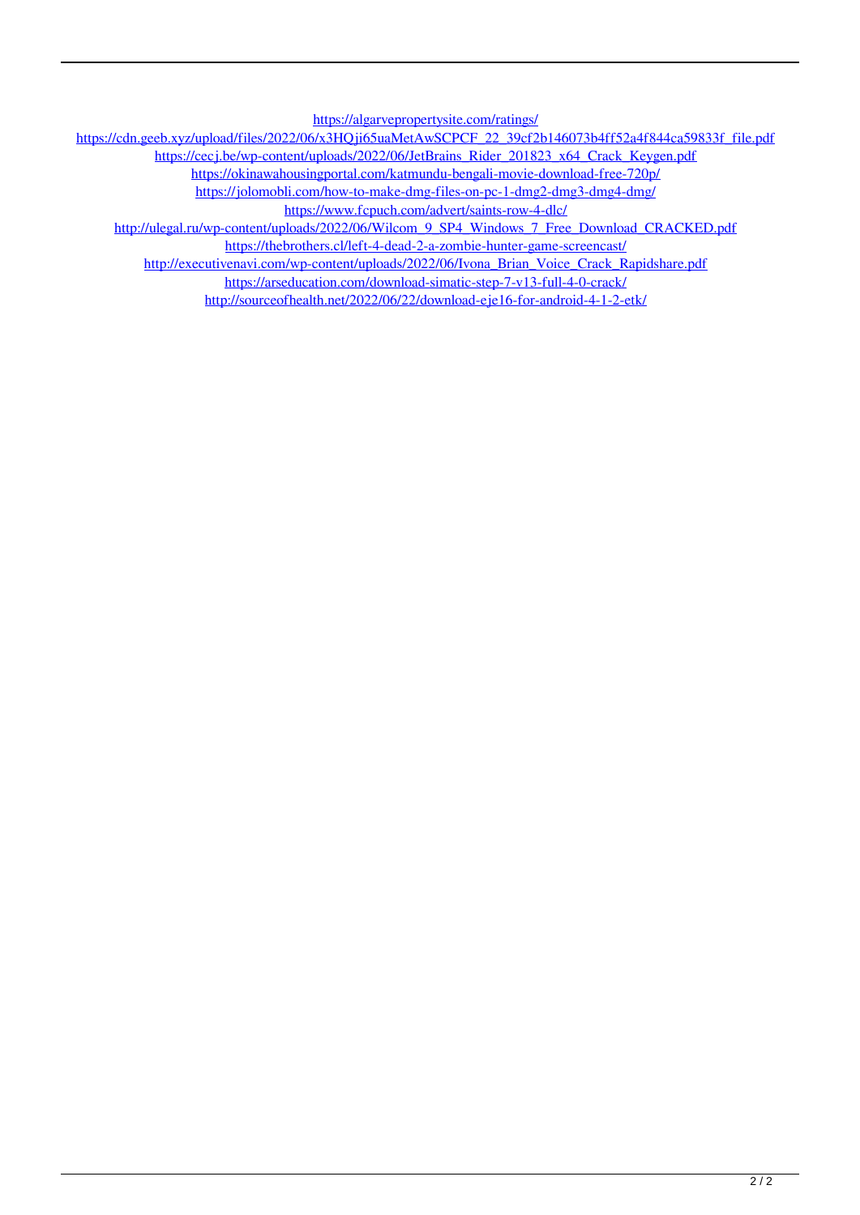https://algarvepropertysite.com/ratings/
https://cdn.geeb.xyz/upload/files/2022/06/x3HQji65uaMetAwSCPCF_22_39cf2b146073b4ff52a4f844ca59833f_file.pdf
https://cecj.be/wp-content/uploads/2022/06/JetBrains_Rider_201823_x64_Crack_Keygen.pdf
https://okinawahousingportal.com/katmundu-bengali-movie-download-free-720p/
https://jolomobli.com/how-to-make-dmg-files-on-pc-1-dmg2-dmg3-dmg4-dmg/
https://www.fcpuch.com/advert/saints-row-4-dlc/
http://ulegal.ru/wp-content/uploads/2022/06/Wilcom_9_SP4_Windows_7_Free_Download_CRACKED.pdf
https://thebrothers.cl/left-4-dead-2-a-zombie-hunter-game-screencast/
http://executivenavi.com/wp-content/uploads/2022/06/Ivona_Brian_Voice_Crack_Rapidshare.pdf
https://arseducation.com/download-simatic-step-7-v13-full-4-0-crack/
http://sourceofhealth.net/2022/06/22/download-eje16-for-android-4-1-2-etk/